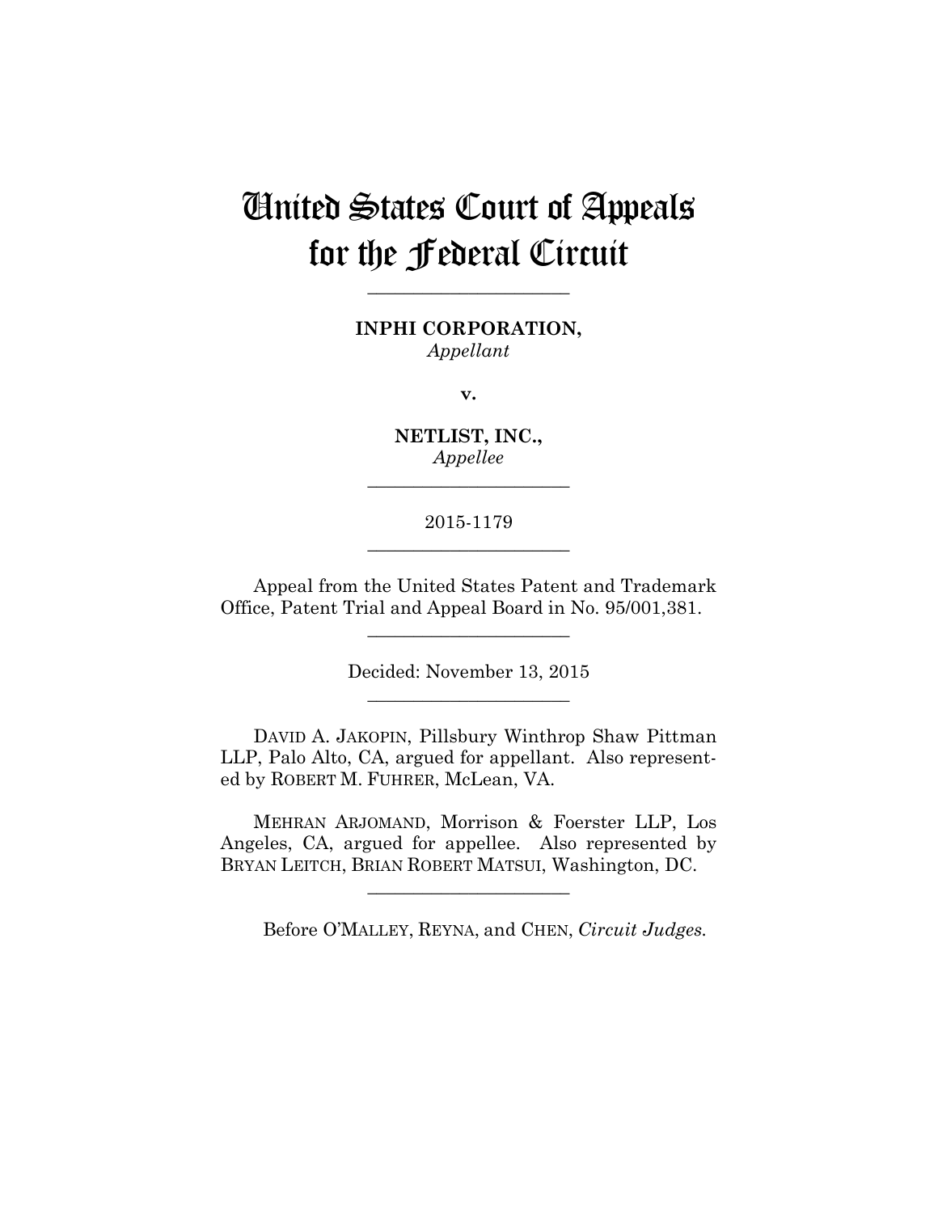# United States Court of Appeals for the Federal Circuit

---

**INPHI CORPORATION,**
*Appellant*

**v.**

**NETLIST, INC.,**
*Appellee*

---

2015-1179

---

Appeal from the United States Patent and Trademark Office, Patent Trial and Appeal Board in No. 95/001,381.

---

Decided: November 13, 2015

---

DAVID A. JAKOPIN, Pillsbury Winthrop Shaw Pittman LLP, Palo Alto, CA, argued for appellant. Also represented by ROBERT M. FUHRER, McLean, VA.

MEHRAN ARJOMAND, Morrison & Foerster LLP, Los Angeles, CA, argued for appellee. Also represented by BRYAN LEITCH, BRIAN ROBERT MATSUI, Washington, DC.

---

Before O'MALLEY, REYNA, and CHEN, *Circuit Judges.*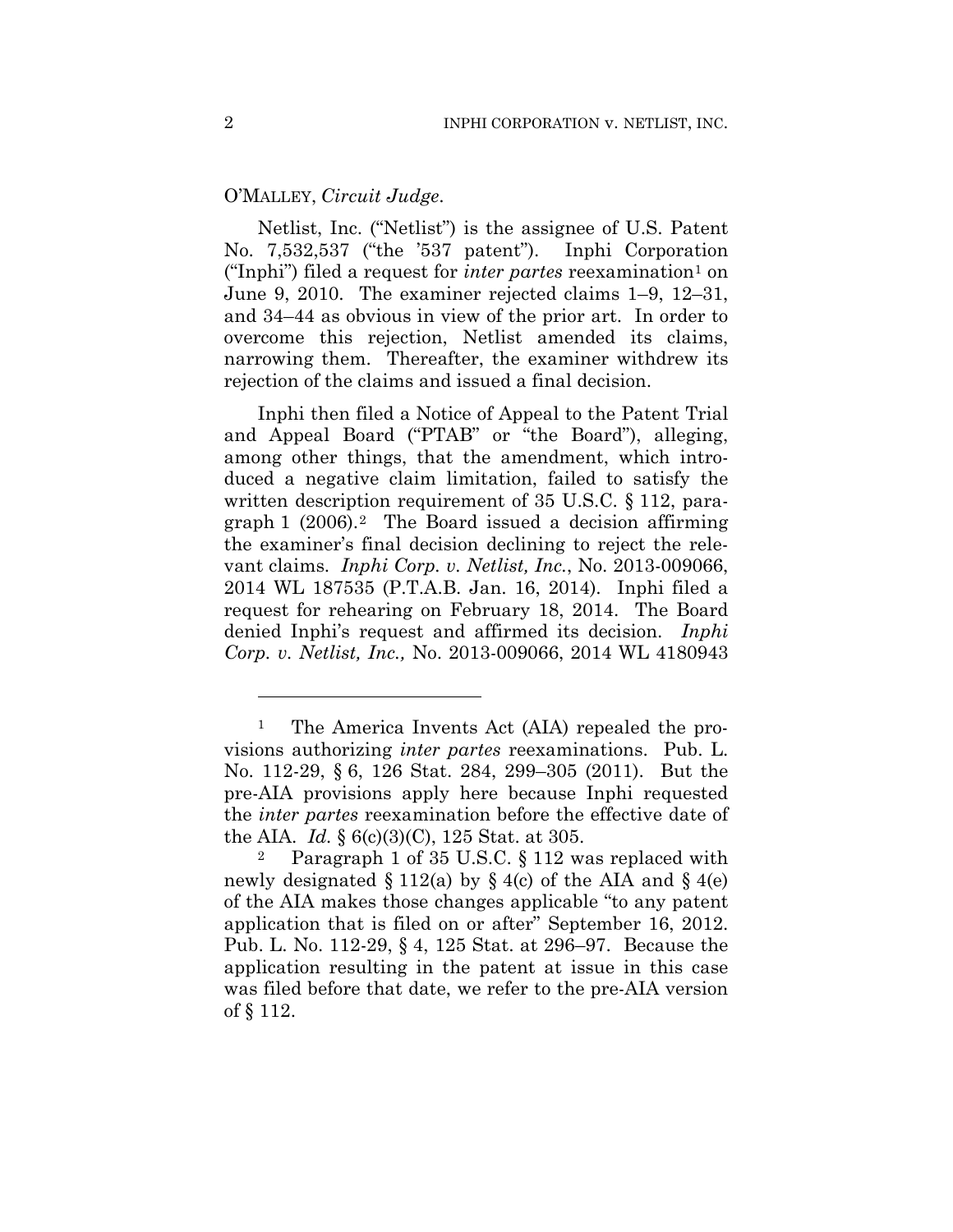O'MALLEY, *Circuit Judge*.

Netlist, Inc. ("Netlist") is the assignee of U.S. Patent No. 7,532,537 ("the '537 patent"). Inphi Corporation ("Inphi") filed a request for *inter partes* reexamination[1] on June 9, 2010. The examiner rejected claims 1–9, 12–31, and 34–44 as obvious in view of the prior art. In order to overcome this rejection, Netlist amended its claims, narrowing them. Thereafter, the examiner withdrew its rejection of the claims and issued a final decision.

Inphi then filed a Notice of Appeal to the Patent Trial and Appeal Board ("PTAB" or "the Board"), alleging, among other things, that the amendment, which introduced a negative claim limitation, failed to satisfy the written description requirement of 35 U.S.C. § 112, paragraph 1 (2006).[2] The Board issued a decision affirming the examiner's final decision declining to reject the relevant claims. *Inphi Corp. v. Netlist, Inc.*, No. 2013-009066, 2014 WL 187535 (P.T.A.B. Jan. 16, 2014). Inphi filed a request for rehearing on February 18, 2014. The Board denied Inphi's request and affirmed its decision. *Inphi Corp. v. Netlist, Inc.,* No. 2013-009066, 2014 WL 4180943

---

[1] The America Invents Act (AIA) repealed the provisions authorizing *inter partes* reexaminations. Pub. L. No. 112-29, § 6, 126 Stat. 284, 299–305 (2011). But the pre-AIA provisions apply here because Inphi requested the *inter partes* reexamination before the effective date of the AIA. *Id.* § 6(c)(3)(C), 125 Stat. at 305.

[2] Paragraph 1 of 35 U.S.C. § 112 was replaced with newly designated § 112(a) by § 4(c) of the AIA and § 4(e) of the AIA makes those changes applicable "to any patent application that is filed on or after" September 16, 2012. Pub. L. No. 112-29, § 4, 125 Stat. at 296–97. Because the application resulting in the patent at issue in this case was filed before that date, we refer to the pre-AIA version of § 112.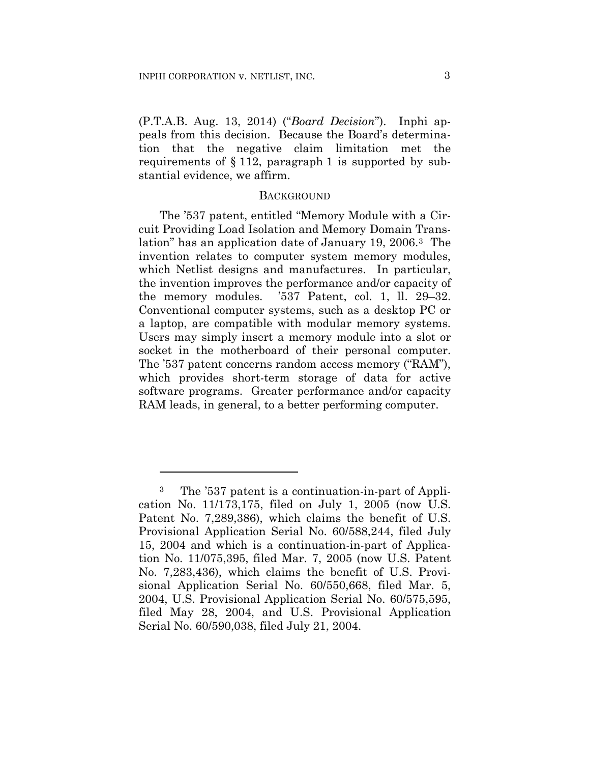(P.T.A.B. Aug. 13, 2014) ("*Board Decision*"). Inphi appeals from this decision. Because the Board's determination that the negative claim limitation met the requirements of § 112, paragraph 1 is supported by substantial evidence, we affirm.

## BACKGROUND

The '537 patent, entitled "Memory Module with a Circuit Providing Load Isolation and Memory Domain Translation" has an application date of January 19, 2006.[3] The invention relates to computer system memory modules, which Netlist designs and manufactures. In particular, the invention improves the performance and/or capacity of the memory modules. '537 Patent, col. 1, ll. 29–32. Conventional computer systems, such as a desktop PC or a laptop, are compatible with modular memory systems. Users may simply insert a memory module into a slot or socket in the motherboard of their personal computer. The '537 patent concerns random access memory ("RAM"), which provides short-term storage of data for active software programs. Greater performance and/or capacity RAM leads, in general, to a better performing computer.

---

[3] The '537 patent is a continuation-in-part of Application No. 11/173,175, filed on July 1, 2005 (now U.S. Patent No. 7,289,386), which claims the benefit of U.S. Provisional Application Serial No. 60/588,244, filed July 15, 2004 and which is a continuation-in-part of Application No. 11/075,395, filed Mar. 7, 2005 (now U.S. Patent No. 7,283,436), which claims the benefit of U.S. Provisional Application Serial No. 60/550,668, filed Mar. 5, 2004, U.S. Provisional Application Serial No. 60/575,595, filed May 28, 2004, and U.S. Provisional Application Serial No. 60/590,038, filed July 21, 2004.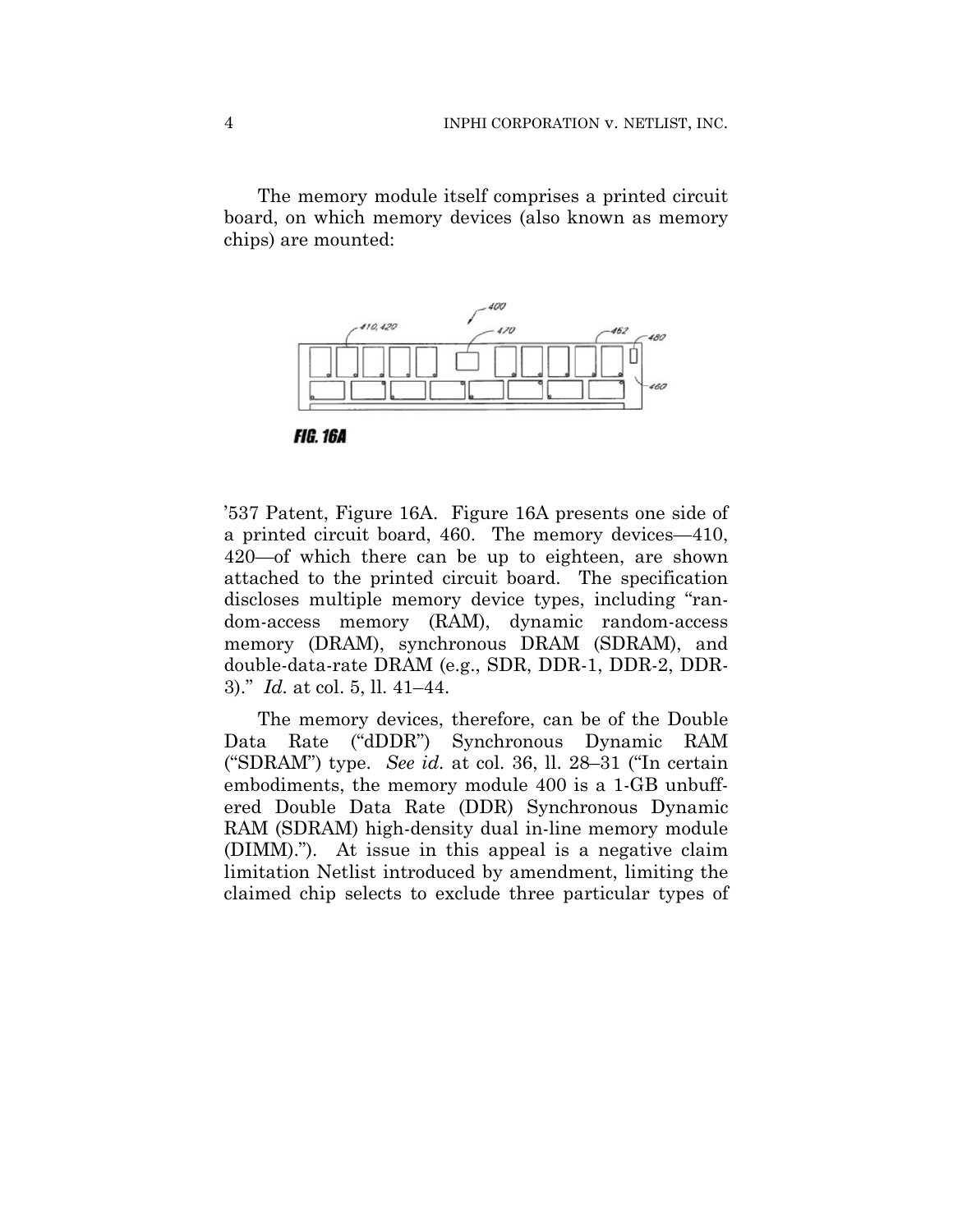The memory module itself comprises a printed circuit board, on which memory devices (also known as memory chips) are mounted:

FIG. 16A

'537 Patent, Figure 16A. Figure 16A presents one side of a printed circuit board, 460. The memory devices—410, 420—of which there can be up to eighteen, are shown attached to the printed circuit board. The specification discloses multiple memory device types, including "random-access memory (RAM), dynamic random-access memory (DRAM), synchronous DRAM (SDRAM), and double-data-rate DRAM (e.g., SDR, DDR-1, DDR-2, DDR-3)." *Id.* at col. 5, ll. 41–44.

The memory devices, therefore, can be of the Double Data Rate ("dDDR") Synchronous Dynamic RAM ("SDRAM") type. *See id.* at col. 36, ll. 28–31 ("In certain embodiments, the memory module 400 is a 1-GB unbuffered Double Data Rate (DDR) Synchronous Dynamic RAM (SDRAM) high-density dual in-line memory module (DIMM)."). At issue in this appeal is a negative claim limitation Netlist introduced by amendment, limiting the claimed chip selects to exclude three particular types of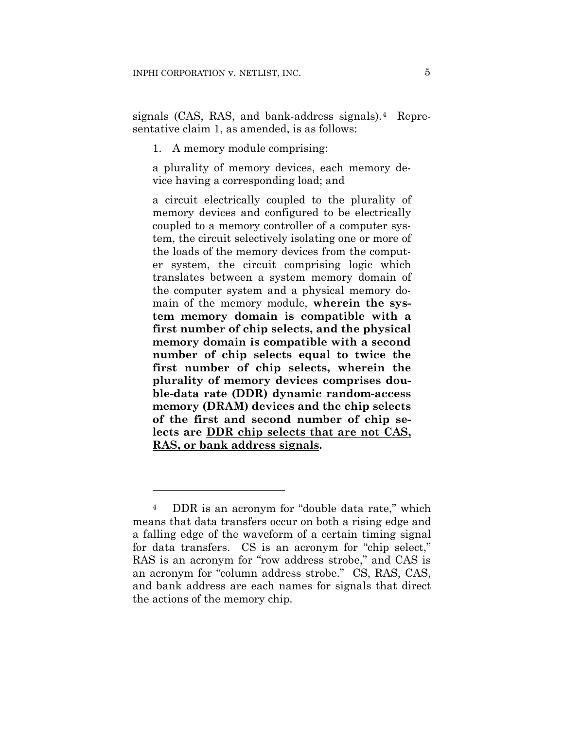signals (CAS, RAS, and bank-address signals).[4] Representative claim 1, as amended, is as follows:

> 1. A memory module comprising:
>
> a plurality of memory devices, each memory device having a corresponding load; and
>
> a circuit electrically coupled to the plurality of memory devices and configured to be electrically coupled to a memory controller of a computer system, the circuit selectively isolating one or more of the loads of the memory devices from the computer system, the circuit comprising logic which translates between a system memory domain of the computer system and a physical memory domain of the memory module, **wherein the system memory domain is compatible with a first number of chip selects, and the physical memory domain is compatible with a second number of chip selects equal to twice the first number of chip selects, wherein the plurality of memory devices comprises double-data rate (DDR) dynamic random-access memory (DRAM) devices and the chip selects of the first and second number of chip selects are <u>DDR chip selects that are not CAS, RAS, or bank address signals</u>.**

---

[4] DDR is an acronym for "double data rate," which means that data transfers occur on both a rising edge and a falling edge of the waveform of a certain timing signal for data transfers. CS is an acronym for "chip select," RAS is an acronym for "row address strobe," and CAS is an acronym for "column address strobe." CS, RAS, CAS, and bank address are each names for signals that direct the actions of the memory chip.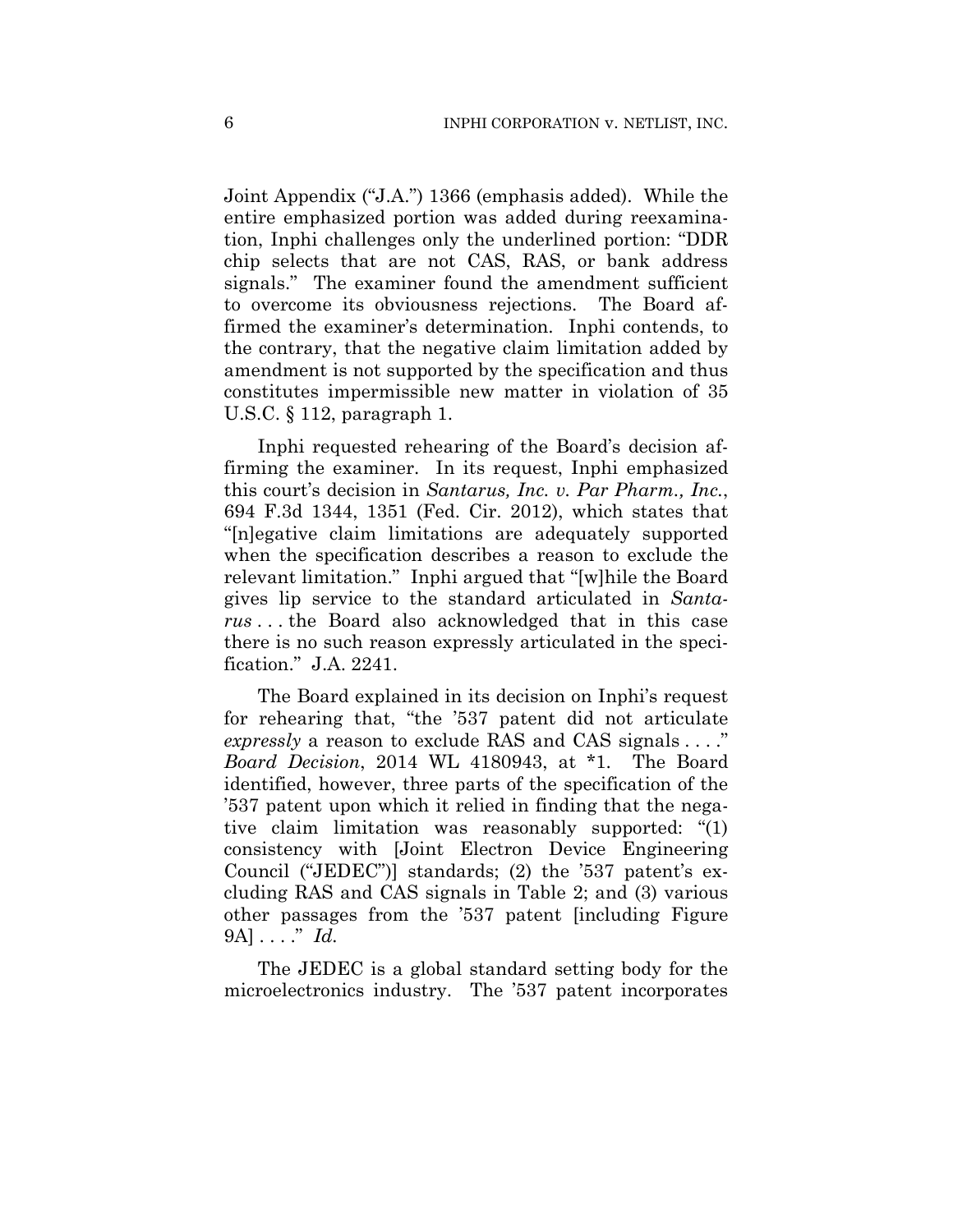Joint Appendix ("J.A.") 1366 (emphasis added). While the entire emphasized portion was added during reexamination, Inphi challenges only the underlined portion: "DDR chip selects that are not CAS, RAS, or bank address signals." The examiner found the amendment sufficient to overcome its obviousness rejections. The Board affirmed the examiner's determination. Inphi contends, to the contrary, that the negative claim limitation added by amendment is not supported by the specification and thus constitutes impermissible new matter in violation of 35 U.S.C. § 112, paragraph 1.

Inphi requested rehearing of the Board's decision affirming the examiner. In its request, Inphi emphasized this court's decision in *Santarus, Inc. v. Par Pharm., Inc.*, 694 F.3d 1344, 1351 (Fed. Cir. 2012), which states that "[n]egative claim limitations are adequately supported when the specification describes a reason to exclude the relevant limitation." Inphi argued that "[w]hile the Board gives lip service to the standard articulated in *Santarus* . . . the Board also acknowledged that in this case there is no such reason expressly articulated in the specification." J.A. 2241.

The Board explained in its decision on Inphi's request for rehearing that, "the '537 patent did not articulate *expressly* a reason to exclude RAS and CAS signals . . . ." *Board Decision*, 2014 WL 4180943, at *1. The Board identified, however, three parts of the specification of the '537 patent upon which it relied in finding that the negative claim limitation was reasonably supported: "(1) consistency with [Joint Electron Device Engineering Council ("JEDEC")] standards; (2) the '537 patent's excluding RAS and CAS signals in Table 2; and (3) various other passages from the '537 patent [including Figure 9A] . . . ." *Id.*

The JEDEC is a global standard setting body for the microelectronics industry. The '537 patent incorporates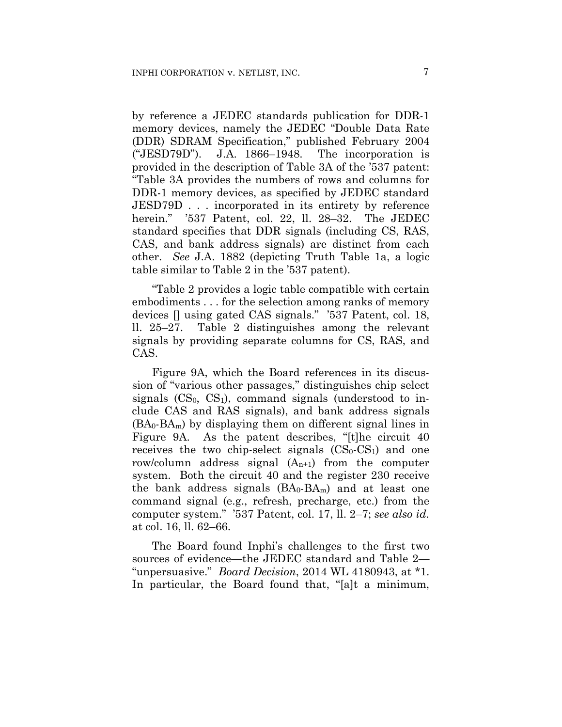by reference a JEDEC standards publication for DDR-1 memory devices, namely the JEDEC "Double Data Rate (DDR) SDRAM Specification," published February 2004 ("JESD79D"). J.A. 1866–1948. The incorporation is provided in the description of Table 3A of the '537 patent: "Table 3A provides the numbers of rows and columns for DDR-1 memory devices, as specified by JEDEC standard JESD79D . . . incorporated in its entirety by reference herein." '537 Patent, col. 22, ll. 28–32. The JEDEC standard specifies that DDR signals (including CS, RAS, CAS, and bank address signals) are distinct from each other. *See* J.A. 1882 (depicting Truth Table 1a, a logic table similar to Table 2 in the '537 patent).

"Table 2 provides a logic table compatible with certain embodiments . . . for the selection among ranks of memory devices [] using gated CAS signals." '537 Patent, col. 18, ll. 25–27. Table 2 distinguishes among the relevant signals by providing separate columns for CS, RAS, and CAS.

Figure 9A, which the Board references in its discussion of "various other passages," distinguishes chip select signals ($CS_0$, $CS_1$), command signals (understood to include CAS and RAS signals), and bank address signals ($BA_0$-$BA_m$) by displaying them on different signal lines in Figure 9A. As the patent describes, "[t]he circuit 40 receives the two chip-select signals ($CS_0$-$CS_1$) and one row/column address signal ($A_{n+1}$) from the computer system. Both the circuit 40 and the register 230 receive the bank address signals ($BA_0$-$BA_m$) and at least one command signal (e.g., refresh, precharge, etc.) from the computer system." '537 Patent, col. 17, ll. 2–7; *see also id.* at col. 16, ll. 62–66.

The Board found Inphi's challenges to the first two sources of evidence—the JEDEC standard and Table 2—"unpersuasive." *Board Decision*, 2014 WL 4180943, at *1. In particular, the Board found that, "[a]t a minimum,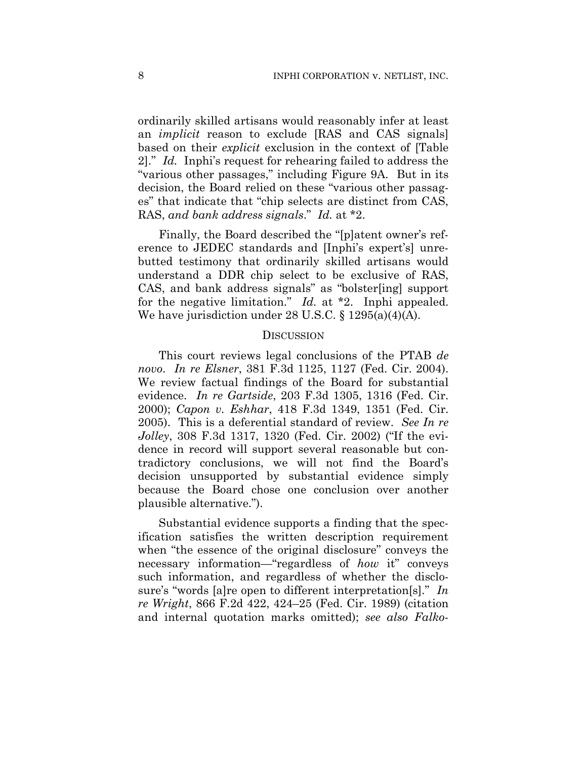ordinarily skilled artisans would reasonably infer at least an *implicit* reason to exclude [RAS and CAS signals] based on their *explicit* exclusion in the context of [Table 2]." *Id.* Inphi's request for rehearing failed to address the "various other passages," including Figure 9A. But in its decision, the Board relied on these "various other passages" that indicate that "chip selects are distinct from CAS, RAS, *and bank address signals*." *Id.* at *2.

Finally, the Board described the "[p]atent owner's reference to JEDEC standards and [Inphi's expert's] unrebutted testimony that ordinarily skilled artisans would understand a DDR chip select to be exclusive of RAS, CAS, and bank address signals" as "bolster[ing] support for the negative limitation." *Id.* at *2. Inphi appealed. We have jurisdiction under 28 U.S.C. § 1295(a)(4)(A).

## DISCUSSION

This court reviews legal conclusions of the PTAB *de novo*. *In re Elsner*, 381 F.3d 1125, 1127 (Fed. Cir. 2004). We review factual findings of the Board for substantial evidence. *In re Gartside*, 203 F.3d 1305, 1316 (Fed. Cir. 2000); *Capon v. Eshhar*, 418 F.3d 1349, 1351 (Fed. Cir. 2005). This is a deferential standard of review. *See In re Jolley*, 308 F.3d 1317, 1320 (Fed. Cir. 2002) ("If the evidence in record will support several reasonable but contradictory conclusions, we will not find the Board's decision unsupported by substantial evidence simply because the Board chose one conclusion over another plausible alternative.").

Substantial evidence supports a finding that the specification satisfies the written description requirement when "the essence of the original disclosure" conveys the necessary information—"regardless of *how* it" conveys such information, and regardless of whether the disclosure's "words [a]re open to different interpretation[s]." *In re Wright*, 866 F.2d 422, 424–25 (Fed. Cir. 1989) (citation and internal quotation marks omitted); *see also Falko-*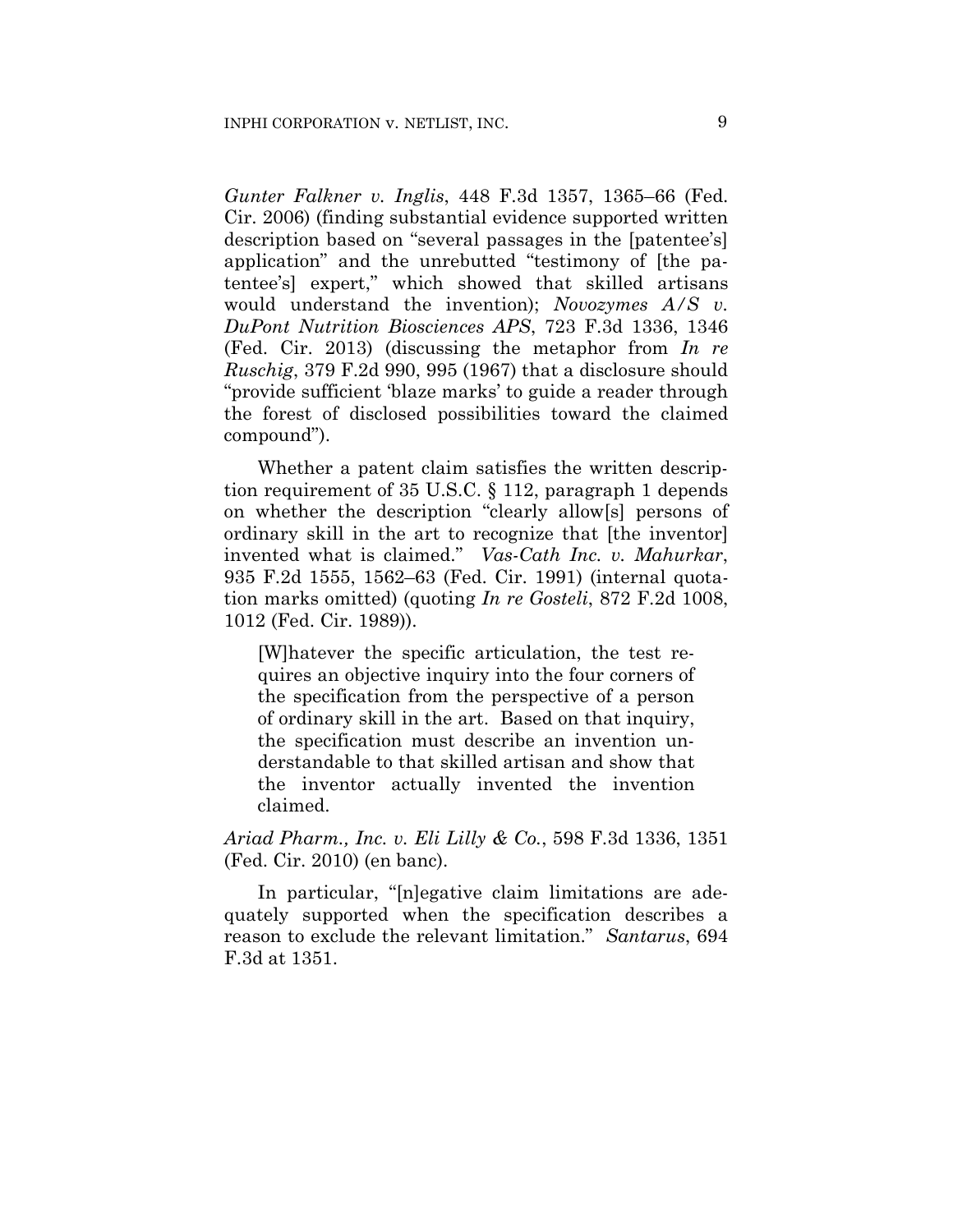*Gunter Falkner v. Inglis*, 448 F.3d 1357, 1365–66 (Fed. Cir. 2006) (finding substantial evidence supported written description based on "several passages in the [patentee's] application" and the unrebutted "testimony of [the patentee's] expert," which showed that skilled artisans would understand the invention); *Novozymes A/S v. DuPont Nutrition Biosciences APS*, 723 F.3d 1336, 1346 (Fed. Cir. 2013) (discussing the metaphor from *In re Ruschig*, 379 F.2d 990, 995 (1967) that a disclosure should "provide sufficient 'blaze marks' to guide a reader through the forest of disclosed possibilities toward the claimed compound").

Whether a patent claim satisfies the written description requirement of 35 U.S.C. § 112, paragraph 1 depends on whether the description "clearly allow[s] persons of ordinary skill in the art to recognize that [the inventor] invented what is claimed." *Vas-Cath Inc. v. Mahurkar*, 935 F.2d 1555, 1562–63 (Fed. Cir. 1991) (internal quotation marks omitted) (quoting *In re Gosteli*, 872 F.2d 1008, 1012 (Fed. Cir. 1989)).

> [W]hatever the specific articulation, the test requires an objective inquiry into the four corners of the specification from the perspective of a person of ordinary skill in the art. Based on that inquiry, the specification must describe an invention understandable to that skilled artisan and show that the inventor actually invented the invention claimed.

*Ariad Pharm., Inc. v. Eli Lilly & Co.*, 598 F.3d 1336, 1351 (Fed. Cir. 2010) (en banc).

In particular, "[n]egative claim limitations are adequately supported when the specification describes a reason to exclude the relevant limitation." *Santarus*, 694 F.3d at 1351.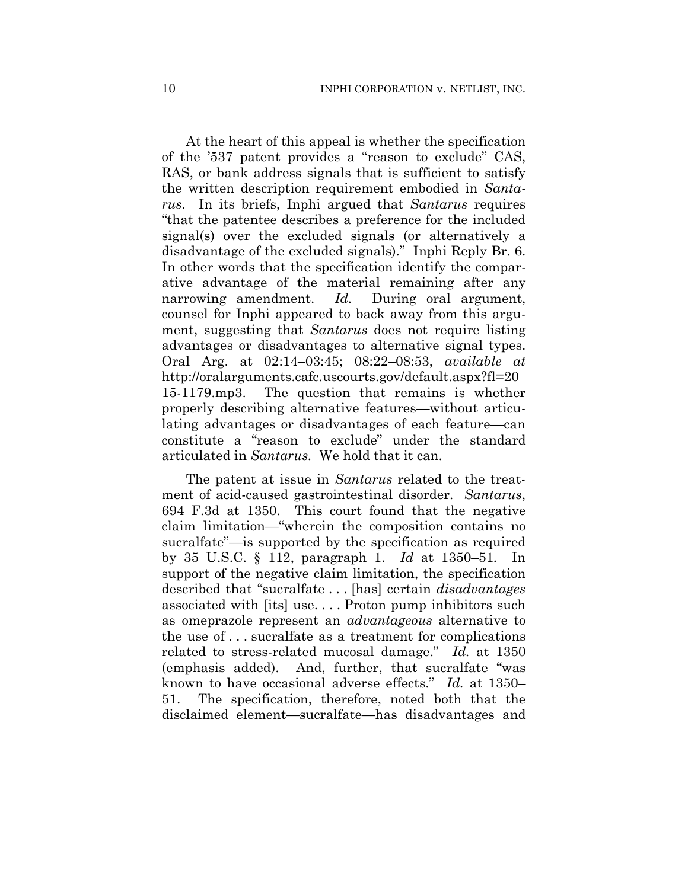At the heart of this appeal is whether the specification of the '537 patent provides a "reason to exclude" CAS, RAS, or bank address signals that is sufficient to satisfy the written description requirement embodied in *Santarus*. In its briefs, Inphi argued that *Santarus* requires "that the patentee describes a preference for the included signal(s) over the excluded signals (or alternatively a disadvantage of the excluded signals)." Inphi Reply Br. 6. In other words that the specification identify the comparative advantage of the material remaining after any narrowing amendment. *Id.* During oral argument, counsel for Inphi appeared to back away from this argument, suggesting that *Santarus* does not require listing advantages or disadvantages to alternative signal types. Oral Arg. at 02:14–03:45; 08:22–08:53, *available at* http://oralarguments.cafc.uscourts.gov/default.aspx?fl=2015-1179.mp3. The question that remains is whether properly describing alternative features—without articulating advantages or disadvantages of each feature—can constitute a "reason to exclude" under the standard articulated in *Santarus.* We hold that it can.

The patent at issue in *Santarus* related to the treatment of acid-caused gastrointestinal disorder. *Santarus*, 694 F.3d at 1350. This court found that the negative claim limitation—"wherein the composition contains no sucralfate"—is supported by the specification as required by 35 U.S.C. § 112, paragraph 1. *Id* at 1350–51. In support of the negative claim limitation, the specification described that "sucralfate . . . [has] certain *disadvantages* associated with [its] use. . . . Proton pump inhibitors such as omeprazole represent an *advantageous* alternative to the use of . . . sucralfate as a treatment for complications related to stress-related mucosal damage." *Id.* at 1350 (emphasis added). And, further, that sucralfate "was known to have occasional adverse effects." *Id.* at 1350–51. The specification, therefore, noted both that the disclaimed element—sucralfate—has disadvantages and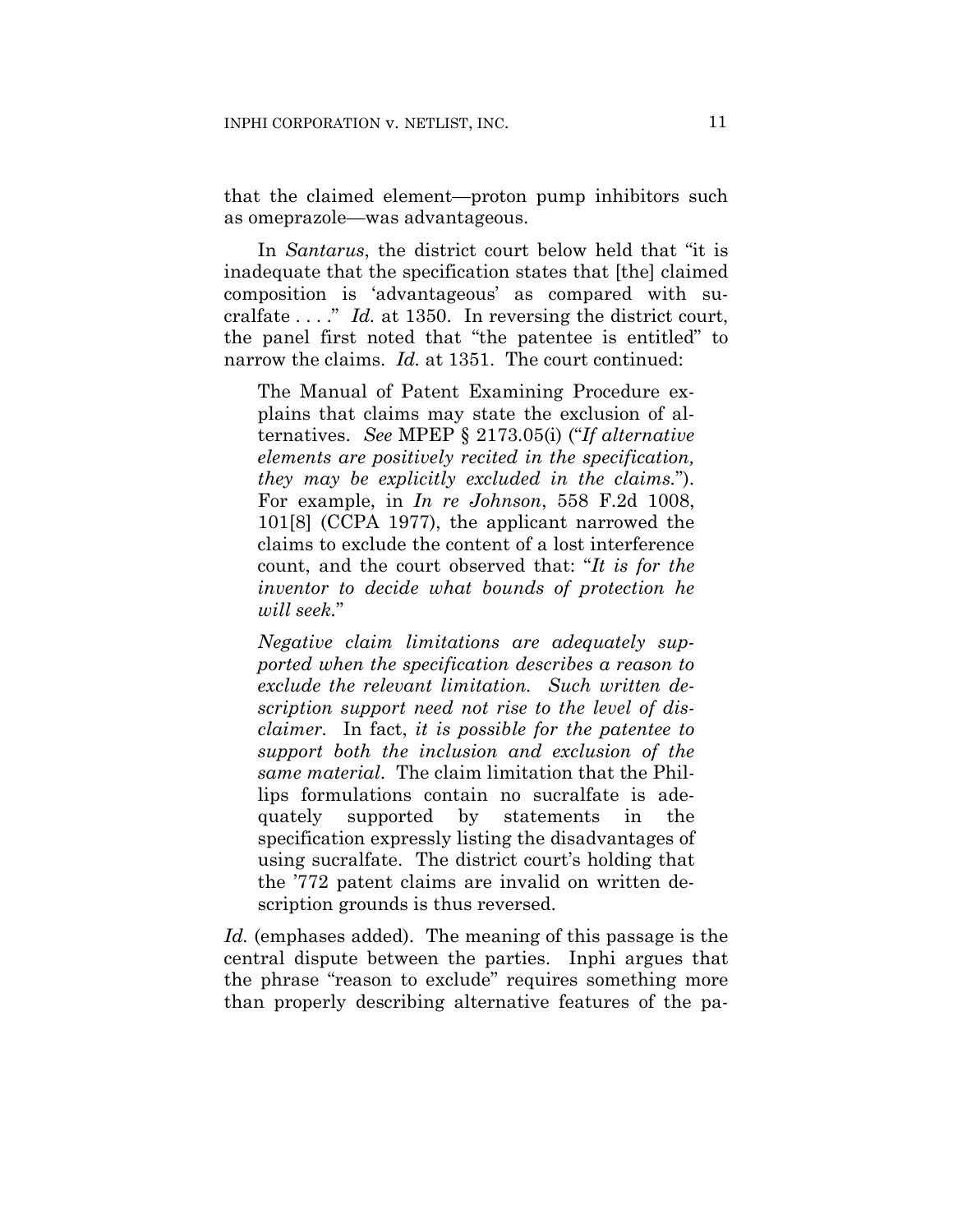that the claimed element—proton pump inhibitors such as omeprazole—was advantageous.

In *Santarus*, the district court below held that "it is inadequate that the specification states that [the] claimed composition is 'advantageous' as compared with sucralfate . . . ." *Id.* at 1350. In reversing the district court, the panel first noted that "the patentee is entitled" to narrow the claims. *Id.* at 1351. The court continued:

> The Manual of Patent Examining Procedure explains that claims may state the exclusion of alternatives. *See* MPEP § 2173.05(i) ("*If alternative elements are positively recited in the specification, they may be explicitly excluded in the claims.*"). For example, in *In re Johnson*, 558 F.2d 1008, 101[8] (CCPA 1977), the applicant narrowed the claims to exclude the content of a lost interference count, and the court observed that: "*It is for the inventor to decide what bounds of protection he will seek.*"
>
> *Negative claim limitations are adequately supported when the specification describes a reason to exclude the relevant limitation. Such written description support need not rise to the level of disclaimer.* In fact, *it is possible for the patentee to support both the inclusion and exclusion of the same material*. The claim limitation that the Phillips formulations contain no sucralfate is adequately supported by statements in the specification expressly listing the disadvantages of using sucralfate. The district court's holding that the '772 patent claims are invalid on written description grounds is thus reversed.

*Id.* (emphases added). The meaning of this passage is the central dispute between the parties. Inphi argues that the phrase "reason to exclude" requires something more than properly describing alternative features of the pa-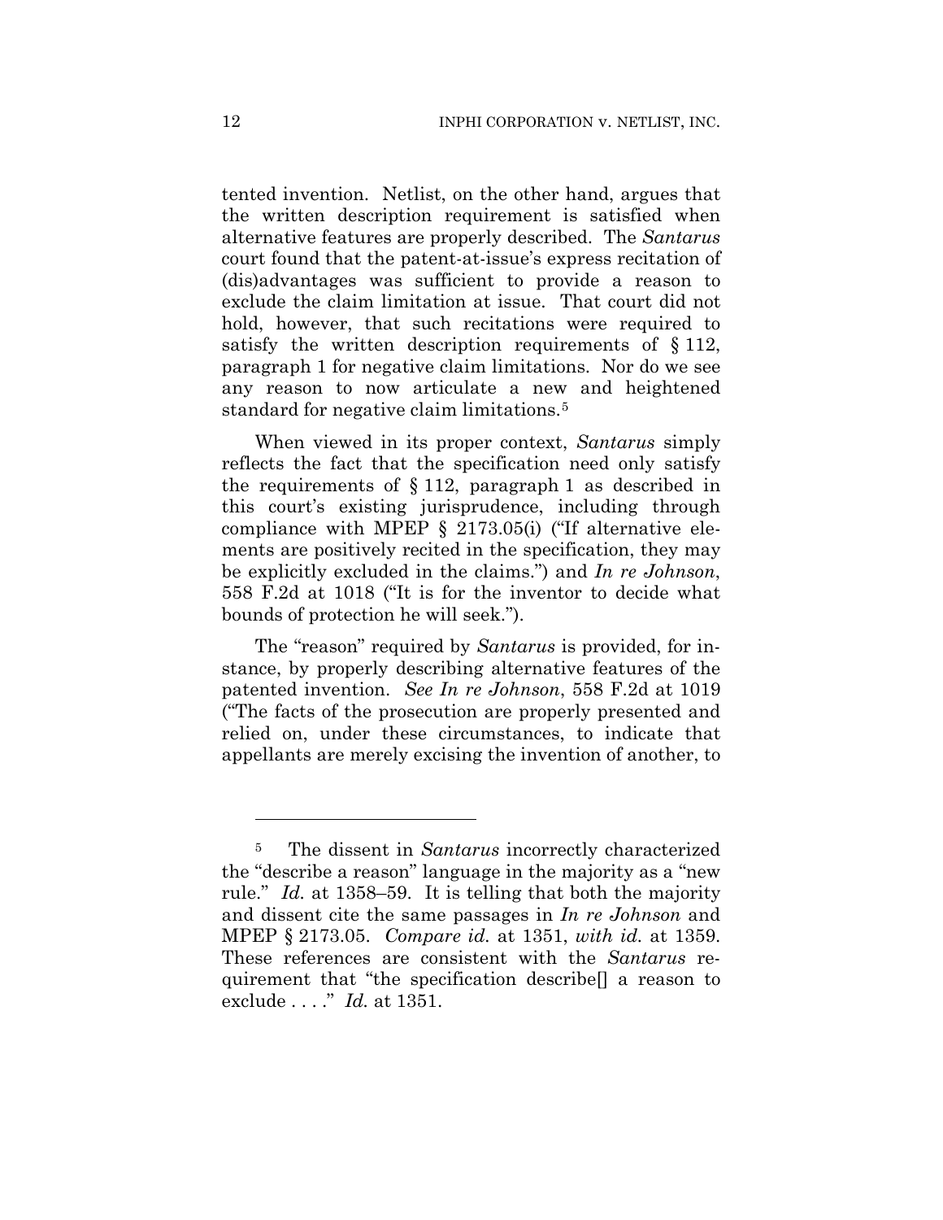tented invention. Netlist, on the other hand, argues that the written description requirement is satisfied when alternative features are properly described. The *Santarus* court found that the patent-at-issue's express recitation of (dis)advantages was sufficient to provide a reason to exclude the claim limitation at issue. That court did not hold, however, that such recitations were required to satisfy the written description requirements of § 112, paragraph 1 for negative claim limitations. Nor do we see any reason to now articulate a new and heightened standard for negative claim limitations.[5]

When viewed in its proper context, *Santarus* simply reflects the fact that the specification need only satisfy the requirements of § 112, paragraph 1 as described in this court's existing jurisprudence, including through compliance with MPEP § 2173.05(i) ("If alternative elements are positively recited in the specification, they may be explicitly excluded in the claims.") and *In re Johnson*, 558 F.2d at 1018 ("It is for the inventor to decide what bounds of protection he will seek.").

The "reason" required by *Santarus* is provided, for instance, by properly describing alternative features of the patented invention. *See In re Johnson*, 558 F.2d at 1019 ("The facts of the prosecution are properly presented and relied on, under these circumstances, to indicate that appellants are merely excising the invention of another, to

---

[5] The dissent in *Santarus* incorrectly characterized the "describe a reason" language in the majority as a "new rule." *Id.* at 1358–59. It is telling that both the majority and dissent cite the same passages in *In re Johnson* and MPEP § 2173.05. *Compare id.* at 1351, *with id.* at 1359. These references are consistent with the *Santarus* requirement that "the specification describe[] a reason to exclude . . . ." *Id.* at 1351.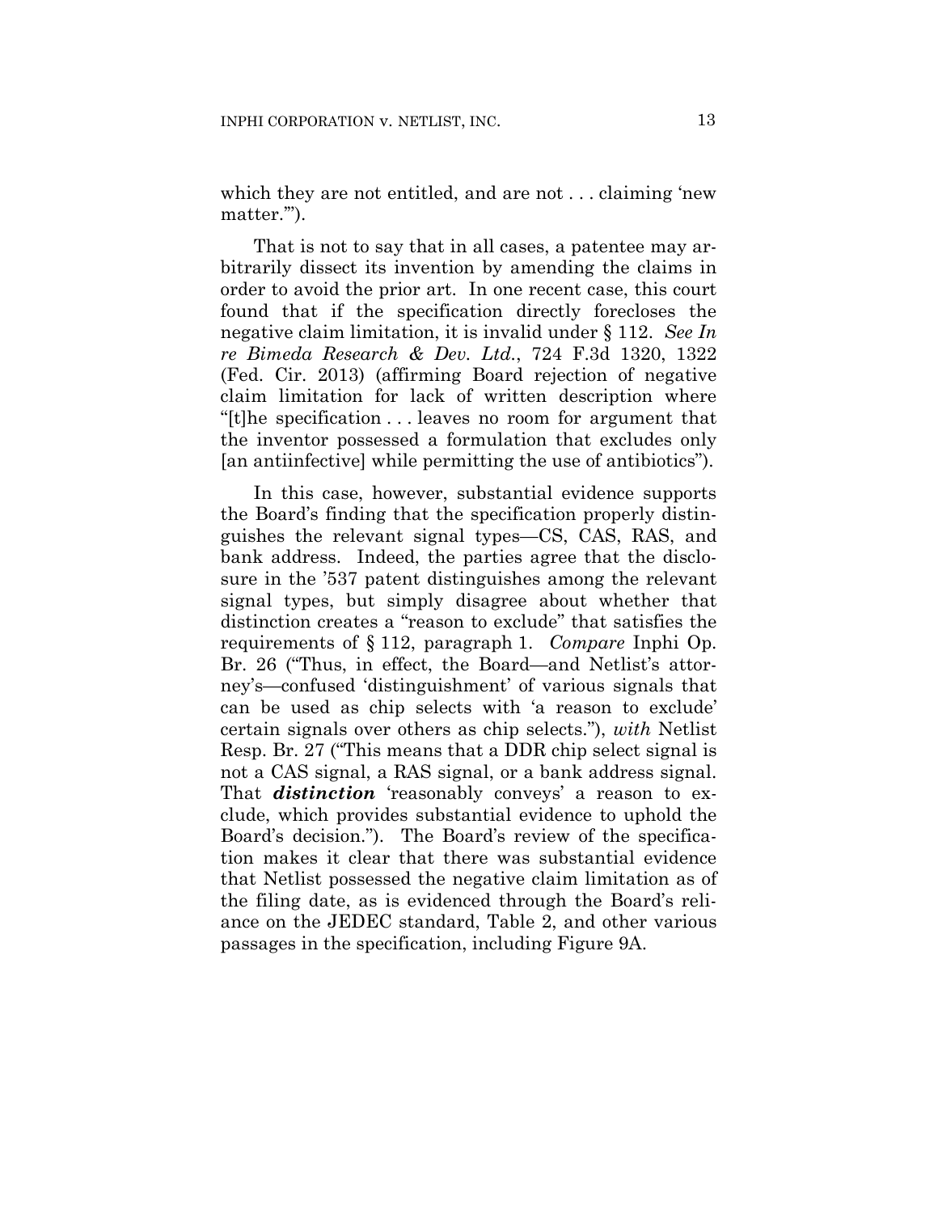which they are not entitled, and are not . . . claiming 'new matter.'").

That is not to say that in all cases, a patentee may arbitrarily dissect its invention by amending the claims in order to avoid the prior art. In one recent case, this court found that if the specification directly forecloses the negative claim limitation, it is invalid under § 112. *See In re Bimeda Research & Dev. Ltd.*, 724 F.3d 1320, 1322 (Fed. Cir. 2013) (affirming Board rejection of negative claim limitation for lack of written description where "[t]he specification . . . leaves no room for argument that the inventor possessed a formulation that excludes only [an antiinfective] while permitting the use of antibiotics").

In this case, however, substantial evidence supports the Board's finding that the specification properly distinguishes the relevant signal types—CS, CAS, RAS, and bank address. Indeed, the parties agree that the disclosure in the '537 patent distinguishes among the relevant signal types, but simply disagree about whether that distinction creates a "reason to exclude" that satisfies the requirements of § 112, paragraph 1. *Compare* Inphi Op. Br. 26 ("Thus, in effect, the Board—and Netlist's attorney's—confused 'distinguishment' of various signals that can be used as chip selects with 'a reason to exclude' certain signals over others as chip selects."), *with* Netlist Resp. Br. 27 ("This means that a DDR chip select signal is not a CAS signal, a RAS signal, or a bank address signal. That ***distinction*** 'reasonably conveys' a reason to exclude, which provides substantial evidence to uphold the Board's decision."). The Board's review of the specification makes it clear that there was substantial evidence that Netlist possessed the negative claim limitation as of the filing date, as is evidenced through the Board's reliance on the JEDEC standard, Table 2, and other various passages in the specification, including Figure 9A.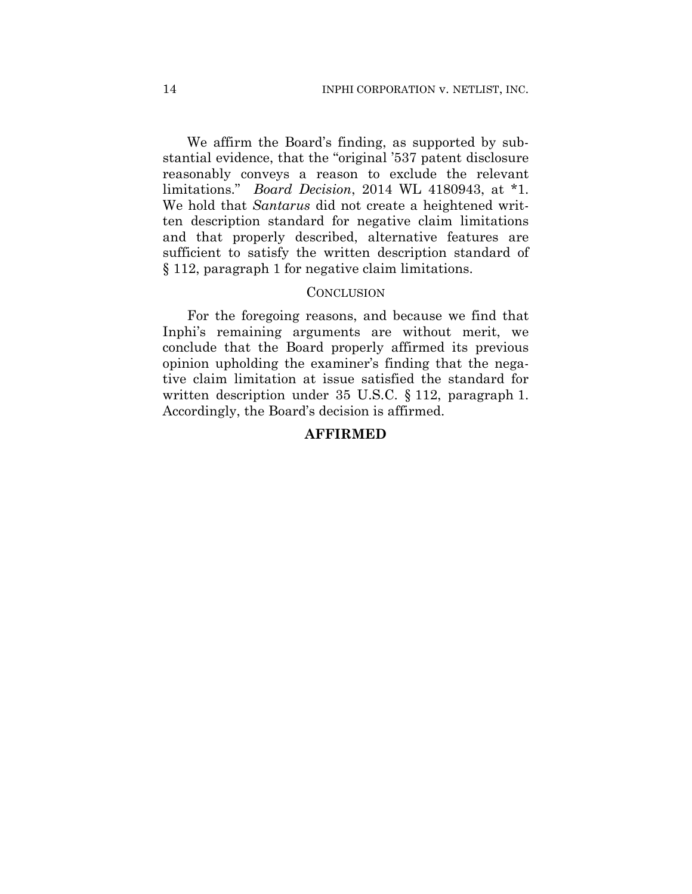We affirm the Board's finding, as supported by substantial evidence, that the "original '537 patent disclosure reasonably conveys a reason to exclude the relevant limitations." *Board Decision*, 2014 WL 4180943, at *1. We hold that *Santarus* did not create a heightened written description standard for negative claim limitations and that properly described, alternative features are sufficient to satisfy the written description standard of § 112, paragraph 1 for negative claim limitations.

## CONCLUSION

For the foregoing reasons, and because we find that Inphi's remaining arguments are without merit, we conclude that the Board properly affirmed its previous opinion upholding the examiner's finding that the negative claim limitation at issue satisfied the standard for written description under 35 U.S.C. § 112, paragraph 1. Accordingly, the Board's decision is affirmed.

**AFFIRMED**